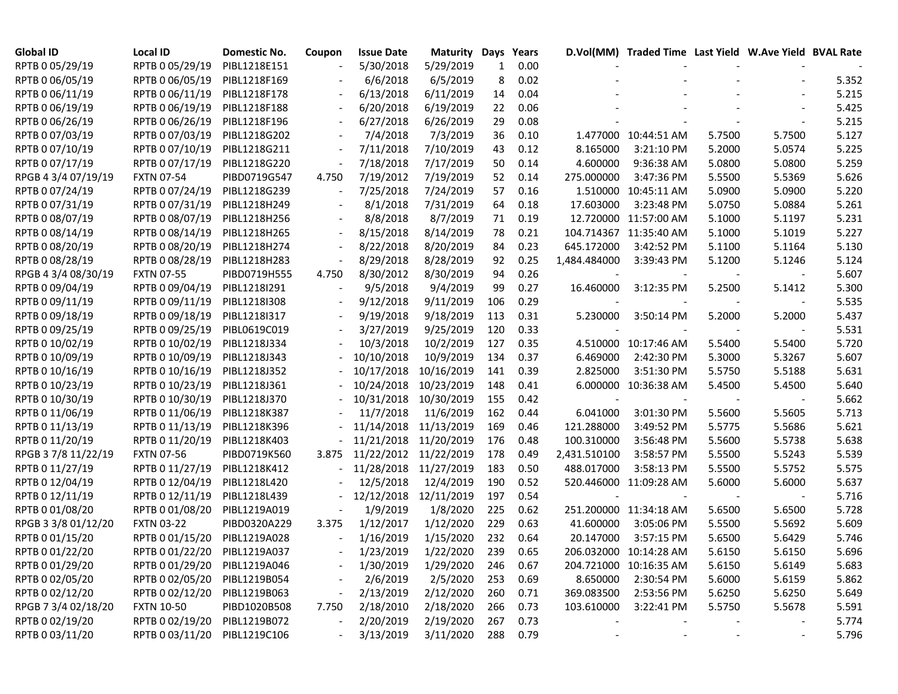| Global ID | Local ID | Domestic No. | Coupon | Issue Date | Maturity | Days | Years | D.Vol(MM) | Traded Time | Last Yield | W.Ave Yield | BVAL Rate |
|---|---|---|---|---|---|---|---|---|---|---|---|---|
| RPTB 0 05/29/19 | RPTB 0 05/29/19 | PIBL1218E151 | - | 5/30/2018 | 5/29/2019 | 1 | 0.00 | - | - | - | - | - |
| RPTB 0 06/05/19 | RPTB 0 06/05/19 | PIBL1218F169 | - | 6/6/2018 | 6/5/2019 | 8 | 0.02 | - | - | - | - | 5.352 |
| RPTB 0 06/11/19 | RPTB 0 06/11/19 | PIBL1218F178 | - | 6/13/2018 | 6/11/2019 | 14 | 0.04 | - | - | - | - | 5.215 |
| RPTB 0 06/19/19 | RPTB 0 06/19/19 | PIBL1218F188 | - | 6/20/2018 | 6/19/2019 | 22 | 0.06 | - | - | - | - | 5.425 |
| RPTB 0 06/26/19 | RPTB 0 06/26/19 | PIBL1218F196 | - | 6/27/2018 | 6/26/2019 | 29 | 0.08 | - | - | - | - | 5.215 |
| RPTB 0 07/03/19 | RPTB 0 07/03/19 | PIBL1218G202 | - | 7/4/2018 | 7/3/2019 | 36 | 0.10 | 1.477000 | 10:44:51 AM | 5.7500 | 5.7500 | 5.127 |
| RPTB 0 07/10/19 | RPTB 0 07/10/19 | PIBL1218G211 | - | 7/11/2018 | 7/10/2019 | 43 | 0.12 | 8.165000 | 3:21:10 PM | 5.2000 | 5.0574 | 5.225 |
| RPTB 0 07/17/19 | RPTB 0 07/17/19 | PIBL1218G220 | - | 7/18/2018 | 7/17/2019 | 50 | 0.14 | 4.600000 | 9:36:38 AM | 5.0800 | 5.0800 | 5.259 |
| RPGB 4 3/4 07/19/19 | FXTN 07-54 | PIBD0719G547 | 4.750 | 7/19/2012 | 7/19/2019 | 52 | 0.14 | 275.000000 | 3:47:36 PM | 5.5500 | 5.5369 | 5.626 |
| RPTB 0 07/24/19 | RPTB 0 07/24/19 | PIBL1218G239 | - | 7/25/2018 | 7/24/2019 | 57 | 0.16 | 1.510000 | 10:45:11 AM | 5.0900 | 5.0900 | 5.220 |
| RPTB 0 07/31/19 | RPTB 0 07/31/19 | PIBL1218H249 | - | 8/1/2018 | 7/31/2019 | 64 | 0.18 | 17.603000 | 3:23:48 PM | 5.0750 | 5.0884 | 5.261 |
| RPTB 0 08/07/19 | RPTB 0 08/07/19 | PIBL1218H256 | - | 8/8/2018 | 8/7/2019 | 71 | 0.19 | 12.720000 | 11:57:00 AM | 5.1000 | 5.1197 | 5.231 |
| RPTB 0 08/14/19 | RPTB 0 08/14/19 | PIBL1218H265 | - | 8/15/2018 | 8/14/2019 | 78 | 0.21 | 104.714367 | 11:35:40 AM | 5.1000 | 5.1019 | 5.227 |
| RPTB 0 08/20/19 | RPTB 0 08/20/19 | PIBL1218H274 | - | 8/22/2018 | 8/20/2019 | 84 | 0.23 | 645.172000 | 3:42:52 PM | 5.1100 | 5.1164 | 5.130 |
| RPTB 0 08/28/19 | RPTB 0 08/28/19 | PIBL1218H283 | - | 8/29/2018 | 8/28/2019 | 92 | 0.25 | 1,484.484000 | 3:39:43 PM | 5.1200 | 5.1246 | 5.124 |
| RPGB 4 3/4 08/30/19 | FXTN 07-55 | PIBD0719H555 | 4.750 | 8/30/2012 | 8/30/2019 | 94 | 0.26 | - | - | - | - | 5.607 |
| RPTB 0 09/04/19 | RPTB 0 09/04/19 | PIBL1218I291 | - | 9/5/2018 | 9/4/2019 | 99 | 0.27 | 16.460000 | 3:12:35 PM | 5.2500 | 5.1412 | 5.300 |
| RPTB 0 09/11/19 | RPTB 0 09/11/19 | PIBL1218I308 | - | 9/12/2018 | 9/11/2019 | 106 | 0.29 | - | - | - | - | 5.535 |
| RPTB 0 09/18/19 | RPTB 0 09/18/19 | PIBL1218I317 | - | 9/19/2018 | 9/18/2019 | 113 | 0.31 | 5.230000 | 3:50:14 PM | 5.2000 | 5.2000 | 5.437 |
| RPTB 0 09/25/19 | RPTB 0 09/25/19 | PIBL0619C019 | - | 3/27/2019 | 9/25/2019 | 120 | 0.33 | - | - | - | - | 5.531 |
| RPTB 0 10/02/19 | RPTB 0 10/02/19 | PIBL1218J334 | - | 10/3/2018 | 10/2/2019 | 127 | 0.35 | 4.510000 | 10:17:46 AM | 5.5400 | 5.5400 | 5.720 |
| RPTB 0 10/09/19 | RPTB 0 10/09/19 | PIBL1218J343 | - | 10/10/2018 | 10/9/2019 | 134 | 0.37 | 6.469000 | 2:42:30 PM | 5.3000 | 5.3267 | 5.607 |
| RPTB 0 10/16/19 | RPTB 0 10/16/19 | PIBL1218J352 | - | 10/17/2018 | 10/16/2019 | 141 | 0.39 | 2.825000 | 3:51:30 PM | 5.5750 | 5.5188 | 5.631 |
| RPTB 0 10/23/19 | RPTB 0 10/23/19 | PIBL1218J361 | - | 10/24/2018 | 10/23/2019 | 148 | 0.41 | 6.000000 | 10:36:38 AM | 5.4500 | 5.4500 | 5.640 |
| RPTB 0 10/30/19 | RPTB 0 10/30/19 | PIBL1218J370 | - | 10/31/2018 | 10/30/2019 | 155 | 0.42 | - | - | - | - | 5.662 |
| RPTB 0 11/06/19 | RPTB 0 11/06/19 | PIBL1218K387 | - | 11/7/2018 | 11/6/2019 | 162 | 0.44 | 6.041000 | 3:01:30 PM | 5.5600 | 5.5605 | 5.713 |
| RPTB 0 11/13/19 | RPTB 0 11/13/19 | PIBL1218K396 | - | 11/14/2018 | 11/13/2019 | 169 | 0.46 | 121.288000 | 3:49:52 PM | 5.5775 | 5.5686 | 5.621 |
| RPTB 0 11/20/19 | RPTB 0 11/20/19 | PIBL1218K403 | - | 11/21/2018 | 11/20/2019 | 176 | 0.48 | 100.310000 | 3:56:48 PM | 5.5600 | 5.5738 | 5.638 |
| RPGB 3 7/8 11/22/19 | FXTN 07-56 | PIBD0719K560 | 3.875 | 11/22/2012 | 11/22/2019 | 178 | 0.49 | 2,431.510100 | 3:58:57 PM | 5.5500 | 5.5243 | 5.539 |
| RPTB 0 11/27/19 | RPTB 0 11/27/19 | PIBL1218K412 | - | 11/28/2018 | 11/27/2019 | 183 | 0.50 | 488.017000 | 3:58:13 PM | 5.5500 | 5.5752 | 5.575 |
| RPTB 0 12/04/19 | RPTB 0 12/04/19 | PIBL1218L420 | - | 12/5/2018 | 12/4/2019 | 190 | 0.52 | 520.446000 | 11:09:28 AM | 5.6000 | 5.6000 | 5.637 |
| RPTB 0 12/11/19 | RPTB 0 12/11/19 | PIBL1218L439 | - | 12/12/2018 | 12/11/2019 | 197 | 0.54 | - | - | - | - | 5.716 |
| RPTB 0 01/08/20 | RPTB 0 01/08/20 | PIBL1219A019 | - | 1/9/2019 | 1/8/2020 | 225 | 0.62 | 251.200000 | 11:34:18 AM | 5.6500 | 5.6500 | 5.728 |
| RPGB 3 3/8 01/12/20 | FXTN 03-22 | PIBD0320A229 | 3.375 | 1/12/2017 | 1/12/2020 | 229 | 0.63 | 41.600000 | 3:05:06 PM | 5.5500 | 5.5692 | 5.609 |
| RPTB 0 01/15/20 | RPTB 0 01/15/20 | PIBL1219A028 | - | 1/16/2019 | 1/15/2020 | 232 | 0.64 | 20.147000 | 3:57:15 PM | 5.6500 | 5.6429 | 5.746 |
| RPTB 0 01/22/20 | RPTB 0 01/22/20 | PIBL1219A037 | - | 1/23/2019 | 1/22/2020 | 239 | 0.65 | 206.032000 | 10:14:28 AM | 5.6150 | 5.6150 | 5.696 |
| RPTB 0 01/29/20 | RPTB 0 01/29/20 | PIBL1219A046 | - | 1/30/2019 | 1/29/2020 | 246 | 0.67 | 204.721000 | 10:16:35 AM | 5.6150 | 5.6149 | 5.683 |
| RPTB 0 02/05/20 | RPTB 0 02/05/20 | PIBL1219B054 | - | 2/6/2019 | 2/5/2020 | 253 | 0.69 | 8.650000 | 2:30:54 PM | 5.6000 | 5.6159 | 5.862 |
| RPTB 0 02/12/20 | RPTB 0 02/12/20 | PIBL1219B063 | - | 2/13/2019 | 2/12/2020 | 260 | 0.71 | 369.083500 | 2:53:56 PM | 5.6250 | 5.6250 | 5.649 |
| RPGB 7 3/4 02/18/20 | FXTN 10-50 | PIBD1020B508 | 7.750 | 2/18/2010 | 2/18/2020 | 266 | 0.73 | 103.610000 | 3:22:41 PM | 5.5750 | 5.5678 | 5.591 |
| RPTB 0 02/19/20 | RPTB 0 02/19/20 | PIBL1219B072 | - | 2/20/2019 | 2/19/2020 | 267 | 0.73 | - | - | - | - | 5.774 |
| RPTB 0 03/11/20 | RPTB 0 03/11/20 | PIBL1219C106 | - | 3/13/2019 | 3/11/2020 | 288 | 0.79 | - | - | - | - | 5.796 |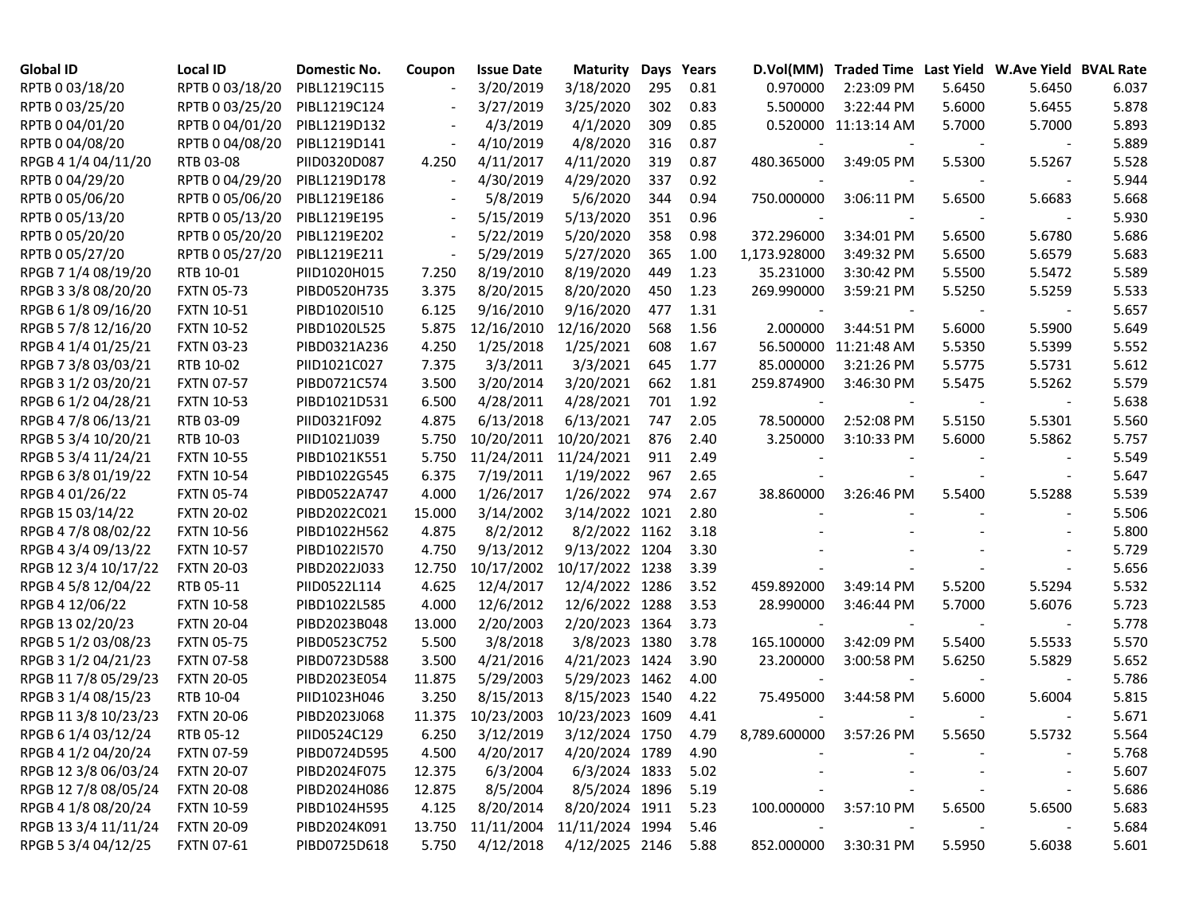| Global ID | Local ID | Domestic No. | Coupon | Issue Date | Maturity | Days | Years | D.Vol(MM) | Traded Time | Last Yield | W.Ave Yield | BVAL Rate |
|---|---|---|---|---|---|---|---|---|---|---|---|---|
| RPTB 0 03/18/20 | RPTB 0 03/18/20 | PIBL1219C115 | - | 3/20/2019 | 3/18/2020 | 295 | 0.81 | 0.970000 | 2:23:09 PM | 5.6450 | 5.6450 | 6.037 |
| RPTB 0 03/25/20 | RPTB 0 03/25/20 | PIBL1219C124 | - | 3/27/2019 | 3/25/2020 | 302 | 0.83 | 5.500000 | 3:22:44 PM | 5.6000 | 5.6455 | 5.878 |
| RPTB 0 04/01/20 | RPTB 0 04/01/20 | PIBL1219D132 | - | 4/3/2019 | 4/1/2020 | 309 | 0.85 | 0.520000 | 11:13:14 AM | 5.7000 | 5.7000 | 5.893 |
| RPTB 0 04/08/20 | RPTB 0 04/08/20 | PIBL1219D141 | - | 4/10/2019 | 4/8/2020 | 316 | 0.87 | - | - | - | - | 5.889 |
| RPGB 4 1/4 04/11/20 | RTB 03-08 | PIID0320D087 | 4.250 | 4/11/2017 | 4/11/2020 | 319 | 0.87 | 480.365000 | 3:49:05 PM | 5.5300 | 5.5267 | 5.528 |
| RPTB 0 04/29/20 | RPTB 0 04/29/20 | PIBL1219D178 | - | 4/30/2019 | 4/29/2020 | 337 | 0.92 | - | - | - | - | 5.944 |
| RPTB 0 05/06/20 | RPTB 0 05/06/20 | PIBL1219E186 | - | 5/8/2019 | 5/6/2020 | 344 | 0.94 | 750.000000 | 3:06:11 PM | 5.6500 | 5.6683 | 5.668 |
| RPTB 0 05/13/20 | RPTB 0 05/13/20 | PIBL1219E195 | - | 5/15/2019 | 5/13/2020 | 351 | 0.96 | - | - | - | - | 5.930 |
| RPTB 0 05/20/20 | RPTB 0 05/20/20 | PIBL1219E202 | - | 5/22/2019 | 5/20/2020 | 358 | 0.98 | 372.296000 | 3:34:01 PM | 5.6500 | 5.6780 | 5.686 |
| RPTB 0 05/27/20 | RPTB 0 05/27/20 | PIBL1219E211 | - | 5/29/2019 | 5/27/2020 | 365 | 1.00 | 1,173.928000 | 3:49:32 PM | 5.6500 | 5.6579 | 5.683 |
| RPGB 7 1/4 08/19/20 | RTB 10-01 | PIID1020H015 | 7.250 | 8/19/2010 | 8/19/2020 | 449 | 1.23 | 35.231000 | 3:30:42 PM | 5.5500 | 5.5472 | 5.589 |
| RPGB 3 3/8 08/20/20 | FXTN 05-73 | PIBD0520H735 | 3.375 | 8/20/2015 | 8/20/2020 | 450 | 1.23 | 269.990000 | 3:59:21 PM | 5.5250 | 5.5259 | 5.533 |
| RPGB 6 1/8 09/16/20 | FXTN 10-51 | PIBD1020I510 | 6.125 | 9/16/2010 | 9/16/2020 | 477 | 1.31 | - | - | - | - | 5.657 |
| RPGB 5 7/8 12/16/20 | FXTN 10-52 | PIBD1020L525 | 5.875 | 12/16/2010 | 12/16/2020 | 568 | 1.56 | 2.000000 | 3:44:51 PM | 5.6000 | 5.5900 | 5.649 |
| RPGB 4 1/4 01/25/21 | FXTN 03-23 | PIBD0321A236 | 4.250 | 1/25/2018 | 1/25/2021 | 608 | 1.67 | 56.500000 | 11:21:48 AM | 5.5350 | 5.5399 | 5.552 |
| RPGB 7 3/8 03/03/21 | RTB 10-02 | PIID1021C027 | 7.375 | 3/3/2011 | 3/3/2021 | 645 | 1.77 | 85.000000 | 3:21:26 PM | 5.5775 | 5.5731 | 5.612 |
| RPGB 3 1/2 03/20/21 | FXTN 07-57 | PIBD0721C574 | 3.500 | 3/20/2014 | 3/20/2021 | 662 | 1.81 | 259.874900 | 3:46:30 PM | 5.5475 | 5.5262 | 5.579 |
| RPGB 6 1/2 04/28/21 | FXTN 10-53 | PIBD1021D531 | 6.500 | 4/28/2011 | 4/28/2021 | 701 | 1.92 | - | - | - | - | 5.638 |
| RPGB 4 7/8 06/13/21 | RTB 03-09 | PIID0321F092 | 4.875 | 6/13/2018 | 6/13/2021 | 747 | 2.05 | 78.500000 | 2:52:08 PM | 5.5150 | 5.5301 | 5.560 |
| RPGB 5 3/4 10/20/21 | RTB 10-03 | PIID1021J039 | 5.750 | 10/20/2011 | 10/20/2021 | 876 | 2.40 | 3.250000 | 3:10:33 PM | 5.6000 | 5.5862 | 5.757 |
| RPGB 5 3/4 11/24/21 | FXTN 10-55 | PIBD1021K551 | 5.750 | 11/24/2011 | 11/24/2021 | 911 | 2.49 | - | - | - | - | 5.549 |
| RPGB 6 3/8 01/19/22 | FXTN 10-54 | PIBD1022G545 | 6.375 | 7/19/2011 | 1/19/2022 | 967 | 2.65 | - | - | - | - | 5.647 |
| RPGB 4 01/26/22 | FXTN 05-74 | PIBD0522A747 | 4.000 | 1/26/2017 | 1/26/2022 | 974 | 2.67 | 38.860000 | 3:26:46 PM | 5.5400 | 5.5288 | 5.539 |
| RPGB 15 03/14/22 | FXTN 20-02 | PIBD2022C021 | 15.000 | 3/14/2002 | 3/14/2022 | 1021 | 2.80 | - | - | - | - | 5.506 |
| RPGB 4 7/8 08/02/22 | FXTN 10-56 | PIBD1022H562 | 4.875 | 8/2/2012 | 8/2/2022 | 1162 | 3.18 | - | - | - | - | 5.800 |
| RPGB 4 3/4 09/13/22 | FXTN 10-57 | PIBD1022I570 | 4.750 | 9/13/2012 | 9/13/2022 | 1204 | 3.30 | - | - | - | - | 5.729 |
| RPGB 12 3/4 10/17/22 | FXTN 20-03 | PIBD2022J033 | 12.750 | 10/17/2002 | 10/17/2022 | 1238 | 3.39 | - | - | - | - | 5.656 |
| RPGB 4 5/8 12/04/22 | RTB 05-11 | PIID0522L114 | 4.625 | 12/4/2017 | 12/4/2022 | 1286 | 3.52 | 459.892000 | 3:49:14 PM | 5.5200 | 5.5294 | 5.532 |
| RPGB 4 12/06/22 | FXTN 10-58 | PIBD1022L585 | 4.000 | 12/6/2012 | 12/6/2022 | 1288 | 3.53 | 28.990000 | 3:46:44 PM | 5.7000 | 5.6076 | 5.723 |
| RPGB 13 02/20/23 | FXTN 20-04 | PIBD2023B048 | 13.000 | 2/20/2003 | 2/20/2023 | 1364 | 3.73 | - | - | - | - | 5.778 |
| RPGB 5 1/2 03/08/23 | FXTN 05-75 | PIBD0523C752 | 5.500 | 3/8/2018 | 3/8/2023 | 1380 | 3.78 | 165.100000 | 3:42:09 PM | 5.5400 | 5.5533 | 5.570 |
| RPGB 3 1/2 04/21/23 | FXTN 07-58 | PIBD0723D588 | 3.500 | 4/21/2016 | 4/21/2023 | 1424 | 3.90 | 23.200000 | 3:00:58 PM | 5.6250 | 5.5829 | 5.652 |
| RPGB 11 7/8 05/29/23 | FXTN 20-05 | PIBD2023E054 | 11.875 | 5/29/2003 | 5/29/2023 | 1462 | 4.00 | - | - | - | - | 5.786 |
| RPGB 3 1/4 08/15/23 | RTB 10-04 | PIID1023H046 | 3.250 | 8/15/2013 | 8/15/2023 | 1540 | 4.22 | 75.495000 | 3:44:58 PM | 5.6000 | 5.6004 | 5.815 |
| RPGB 11 3/8 10/23/23 | FXTN 20-06 | PIBD2023J068 | 11.375 | 10/23/2003 | 10/23/2023 | 1609 | 4.41 | - | - | - | - | 5.671 |
| RPGB 6 1/4 03/12/24 | RTB 05-12 | PIID0524C129 | 6.250 | 3/12/2019 | 3/12/2024 | 1750 | 4.79 | 8,789.600000 | 3:57:26 PM | 5.5650 | 5.5732 | 5.564 |
| RPGB 4 1/2 04/20/24 | FXTN 07-59 | PIBD0724D595 | 4.500 | 4/20/2017 | 4/20/2024 | 1789 | 4.90 | - | - | - | - | 5.768 |
| RPGB 12 3/8 06/03/24 | FXTN 20-07 | PIBD2024F075 | 12.375 | 6/3/2004 | 6/3/2024 | 1833 | 5.02 | - | - | - | - | 5.607 |
| RPGB 12 7/8 08/05/24 | FXTN 20-08 | PIBD2024H086 | 12.875 | 8/5/2004 | 8/5/2024 | 1896 | 5.19 | - | - | - | - | 5.686 |
| RPGB 4 1/8 08/20/24 | FXTN 10-59 | PIBD1024H595 | 4.125 | 8/20/2014 | 8/20/2024 | 1911 | 5.23 | 100.000000 | 3:57:10 PM | 5.6500 | 5.6500 | 5.683 |
| RPGB 13 3/4 11/11/24 | FXTN 20-09 | PIBD2024K091 | 13.750 | 11/11/2004 | 11/11/2024 | 1994 | 5.46 | - | - | - | - | 5.684 |
| RPGB 5 3/4 04/12/25 | FXTN 07-61 | PIBD0725D618 | 5.750 | 4/12/2018 | 4/12/2025 | 2146 | 5.88 | 852.000000 | 3:30:31 PM | 5.5950 | 5.6038 | 5.601 |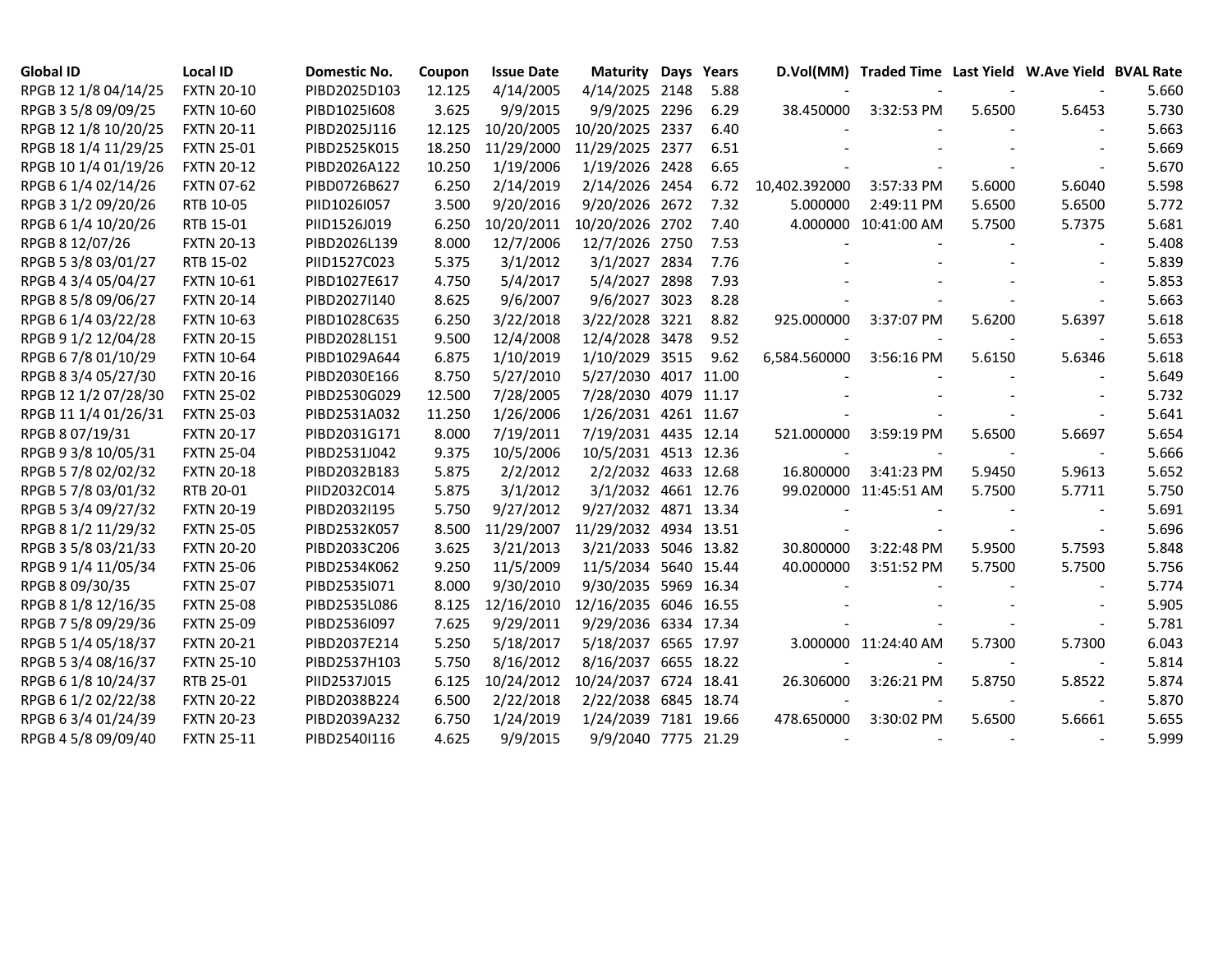| Global ID | Local ID | Domestic No. | Coupon | Issue Date | Maturity | Days | Years | D.Vol(MM) | Traded Time | Last Yield | W.Ave Yield | BVAL Rate |
|---|---|---|---|---|---|---|---|---|---|---|---|---|
| RPGB 12 1/8 04/14/25 | FXTN 20-10 | PIBD2025D103 | 12.125 | 4/14/2005 | 4/14/2025 | 2148 | 5.88 | - | - | - | - | 5.660 |
| RPGB 3 5/8 09/09/25 | FXTN 10-60 | PIBD1025I608 | 3.625 | 9/9/2015 | 9/9/2025 | 2296 | 6.29 | 38.450000 | 3:32:53 PM | 5.6500 | 5.6453 | 5.730 |
| RPGB 12 1/8 10/20/25 | FXTN 20-11 | PIBD2025J116 | 12.125 | 10/20/2005 | 10/20/2025 | 2337 | 6.40 | - | - | - | - | 5.663 |
| RPGB 18 1/4 11/29/25 | FXTN 25-01 | PIBD2525K015 | 18.250 | 11/29/2000 | 11/29/2025 | 2377 | 6.51 | - | - | - | - | 5.669 |
| RPGB 10 1/4 01/19/26 | FXTN 20-12 | PIBD2026A122 | 10.250 | 1/19/2006 | 1/19/2026 | 2428 | 6.65 | - | - | - | - | 5.670 |
| RPGB 6 1/4 02/14/26 | FXTN 07-62 | PIBD0726B627 | 6.250 | 2/14/2019 | 2/14/2026 | 2454 | 6.72 | 10,402.392000 | 3:57:33 PM | 5.6000 | 5.6040 | 5.598 |
| RPGB 3 1/2 09/20/26 | RTB 10-05 | PIID1026I057 | 3.500 | 9/20/2016 | 9/20/2026 | 2672 | 7.32 | 5.000000 | 2:49:11 PM | 5.6500 | 5.6500 | 5.772 |
| RPGB 6 1/4 10/20/26 | RTB 15-01 | PIID1526J019 | 6.250 | 10/20/2011 | 10/20/2026 | 2702 | 7.40 | 4.000000 | 10:41:00 AM | 5.7500 | 5.7375 | 5.681 |
| RPGB 8 12/07/26 | FXTN 20-13 | PIBD2026L139 | 8.000 | 12/7/2006 | 12/7/2026 | 2750 | 7.53 | - | - | - | - | 5.408 |
| RPGB 5 3/8 03/01/27 | RTB 15-02 | PIID1527C023 | 5.375 | 3/1/2012 | 3/1/2027 | 2834 | 7.76 | - | - | - | - | 5.839 |
| RPGB 4 3/4 05/04/27 | FXTN 10-61 | PIBD1027E617 | 4.750 | 5/4/2017 | 5/4/2027 | 2898 | 7.93 | - | - | - | - | 5.853 |
| RPGB 8 5/8 09/06/27 | FXTN 20-14 | PIBD2027I140 | 8.625 | 9/6/2007 | 9/6/2027 | 3023 | 8.28 | - | - | - | - | 5.663 |
| RPGB 6 1/4 03/22/28 | FXTN 10-63 | PIBD1028C635 | 6.250 | 3/22/2018 | 3/22/2028 | 3221 | 8.82 | 925.000000 | 3:37:07 PM | 5.6200 | 5.6397 | 5.618 |
| RPGB 9 1/2 12/04/28 | FXTN 20-15 | PIBD2028L151 | 9.500 | 12/4/2008 | 12/4/2028 | 3478 | 9.52 | - | - | - | - | 5.653 |
| RPGB 6 7/8 01/10/29 | FXTN 10-64 | PIBD1029A644 | 6.875 | 1/10/2019 | 1/10/2029 | 3515 | 9.62 | 6,584.560000 | 3:56:16 PM | 5.6150 | 5.6346 | 5.618 |
| RPGB 8 3/4 05/27/30 | FXTN 20-16 | PIBD2030E166 | 8.750 | 5/27/2010 | 5/27/2030 | 4017 | 11.00 | - | - | - | - | 5.649 |
| RPGB 12 1/2 07/28/30 | FXTN 25-02 | PIBD2530G029 | 12.500 | 7/28/2005 | 7/28/2030 | 4079 | 11.17 | - | - | - | - | 5.732 |
| RPGB 11 1/4 01/26/31 | FXTN 25-03 | PIBD2531A032 | 11.250 | 1/26/2006 | 1/26/2031 | 4261 | 11.67 | - | - | - | - | 5.641 |
| RPGB 8 07/19/31 | FXTN 20-17 | PIBD2031G171 | 8.000 | 7/19/2011 | 7/19/2031 | 4435 | 12.14 | 521.000000 | 3:59:19 PM | 5.6500 | 5.6697 | 5.654 |
| RPGB 9 3/8 10/05/31 | FXTN 25-04 | PIBD2531J042 | 9.375 | 10/5/2006 | 10/5/2031 | 4513 | 12.36 | - | - | - | - | 5.666 |
| RPGB 5 7/8 02/02/32 | FXTN 20-18 | PIBD2032B183 | 5.875 | 2/2/2012 | 2/2/2032 | 4633 | 12.68 | 16.800000 | 3:41:23 PM | 5.9450 | 5.9613 | 5.652 |
| RPGB 5 7/8 03/01/32 | RTB 20-01 | PIID2032C014 | 5.875 | 3/1/2012 | 3/1/2032 | 4661 | 12.76 | 99.020000 | 11:45:51 AM | 5.7500 | 5.7711 | 5.750 |
| RPGB 5 3/4 09/27/32 | FXTN 20-19 | PIBD2032I195 | 5.750 | 9/27/2012 | 9/27/2032 | 4871 | 13.34 | - | - | - | - | 5.691 |
| RPGB 8 1/2 11/29/32 | FXTN 25-05 | PIBD2532K057 | 8.500 | 11/29/2007 | 11/29/2032 | 4934 | 13.51 | - | - | - | - | 5.696 |
| RPGB 3 5/8 03/21/33 | FXTN 20-20 | PIBD2033C206 | 3.625 | 3/21/2013 | 3/21/2033 | 5046 | 13.82 | 30.800000 | 3:22:48 PM | 5.9500 | 5.7593 | 5.848 |
| RPGB 9 1/4 11/05/34 | FXTN 25-06 | PIBD2534K062 | 9.250 | 11/5/2009 | 11/5/2034 | 5640 | 15.44 | 40.000000 | 3:51:52 PM | 5.7500 | 5.7500 | 5.756 |
| RPGB 8 09/30/35 | FXTN 25-07 | PIBD2535I071 | 8.000 | 9/30/2010 | 9/30/2035 | 5969 | 16.34 | - | - | - | - | 5.774 |
| RPGB 8 1/8 12/16/35 | FXTN 25-08 | PIBD2535L086 | 8.125 | 12/16/2010 | 12/16/2035 | 6046 | 16.55 | - | - | - | - | 5.905 |
| RPGB 7 5/8 09/29/36 | FXTN 25-09 | PIBD2536I097 | 7.625 | 9/29/2011 | 9/29/2036 | 6334 | 17.34 | - | - | - | - | 5.781 |
| RPGB 5 1/4 05/18/37 | FXTN 20-21 | PIBD2037E214 | 5.250 | 5/18/2017 | 5/18/2037 | 6565 | 17.97 | 3.000000 | 11:24:40 AM | 5.7300 | 5.7300 | 6.043 |
| RPGB 5 3/4 08/16/37 | FXTN 25-10 | PIBD2537H103 | 5.750 | 8/16/2012 | 8/16/2037 | 6655 | 18.22 | - | - | - | - | 5.814 |
| RPGB 6 1/8 10/24/37 | RTB 25-01 | PIID2537J015 | 6.125 | 10/24/2012 | 10/24/2037 | 6724 | 18.41 | 26.306000 | 3:26:21 PM | 5.8750 | 5.8522 | 5.874 |
| RPGB 6 1/2 02/22/38 | FXTN 20-22 | PIBD2038B224 | 6.500 | 2/22/2018 | 2/22/2038 | 6845 | 18.74 | - | - | - | - | 5.870 |
| RPGB 6 3/4 01/24/39 | FXTN 20-23 | PIBD2039A232 | 6.750 | 1/24/2019 | 1/24/2039 | 7181 | 19.66 | 478.650000 | 3:30:02 PM | 5.6500 | 5.6661 | 5.655 |
| RPGB 4 5/8 09/09/40 | FXTN 25-11 | PIBD2540I116 | 4.625 | 9/9/2015 | 9/9/2040 | 7775 | 21.29 | - | - | - | - | 5.999 |